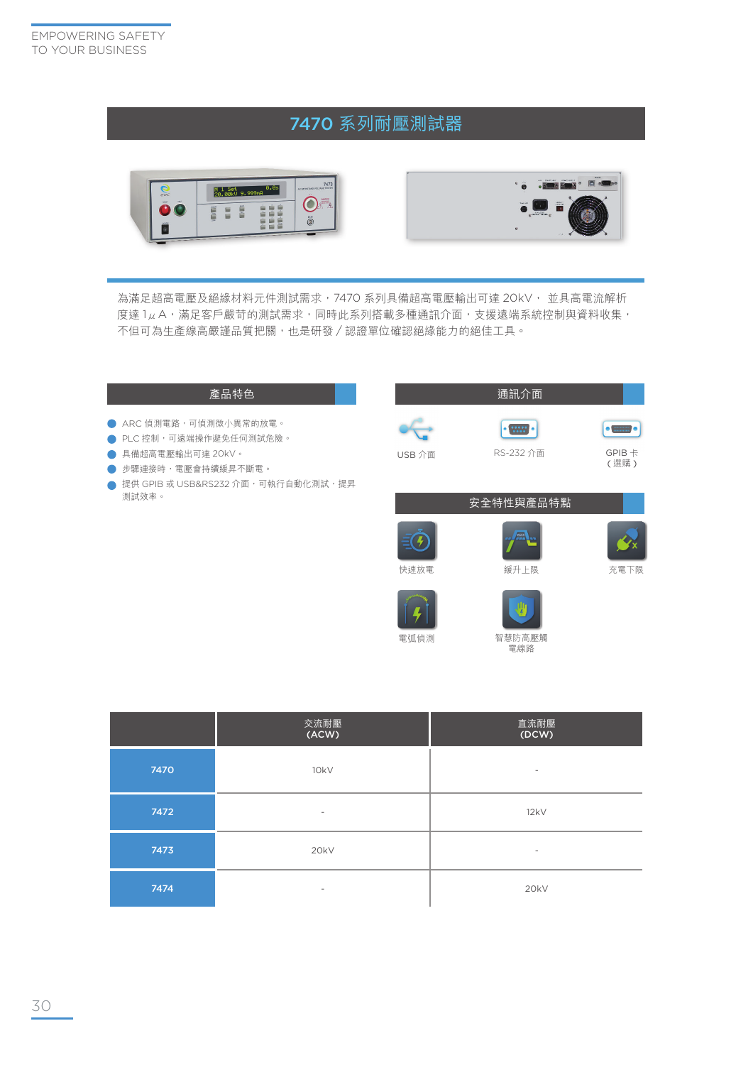EMPOWERING SAFETY
TO YOUR BUSINESS

# 7470 系列耐壓測試器

為滿足超高電壓及絕緣材料元件測試需求，7470 系列具備超高電壓輸出可達 20kV， 並具高電流解析度達 1μA，滿足客戶嚴苛的測試需求，同時此系列搭載多種通訊介面，支援遠端系統控制與資料收集，不但可為生產線高嚴謹品質把關，也是研發／認證單位確認絕緣能力的絕佳工具。

## 產品特色

- ARC 偵測電路，可偵測微小異常的放電。
- PLC 控制，可遠端操作避免任何測試危險。
- 具備超高電壓輸出可達 20kV。
- 步驟連接時，電壓會持續緩昇不斷電。
- 提供 GPIB 或 USB&RS232 介面，可執行自動化測試，提昇測試效率。

## 通訊介面

- USB 介面
- RS-232 介面
- GPIB 卡（選購）

## 安全特性與產品特點

- 快速放電
- 緩升上限
- 充電下限
- 電弧偵測
- 智慧防高壓觸電線路

| | 交流耐壓 (ACW) | 直流耐壓 (DCW) |
|---|---|---|
| 7470 | 10kV | - |
| 7472 | - | 12kV |
| 7473 | 20kV | - |
| 7474 | - | 20kV |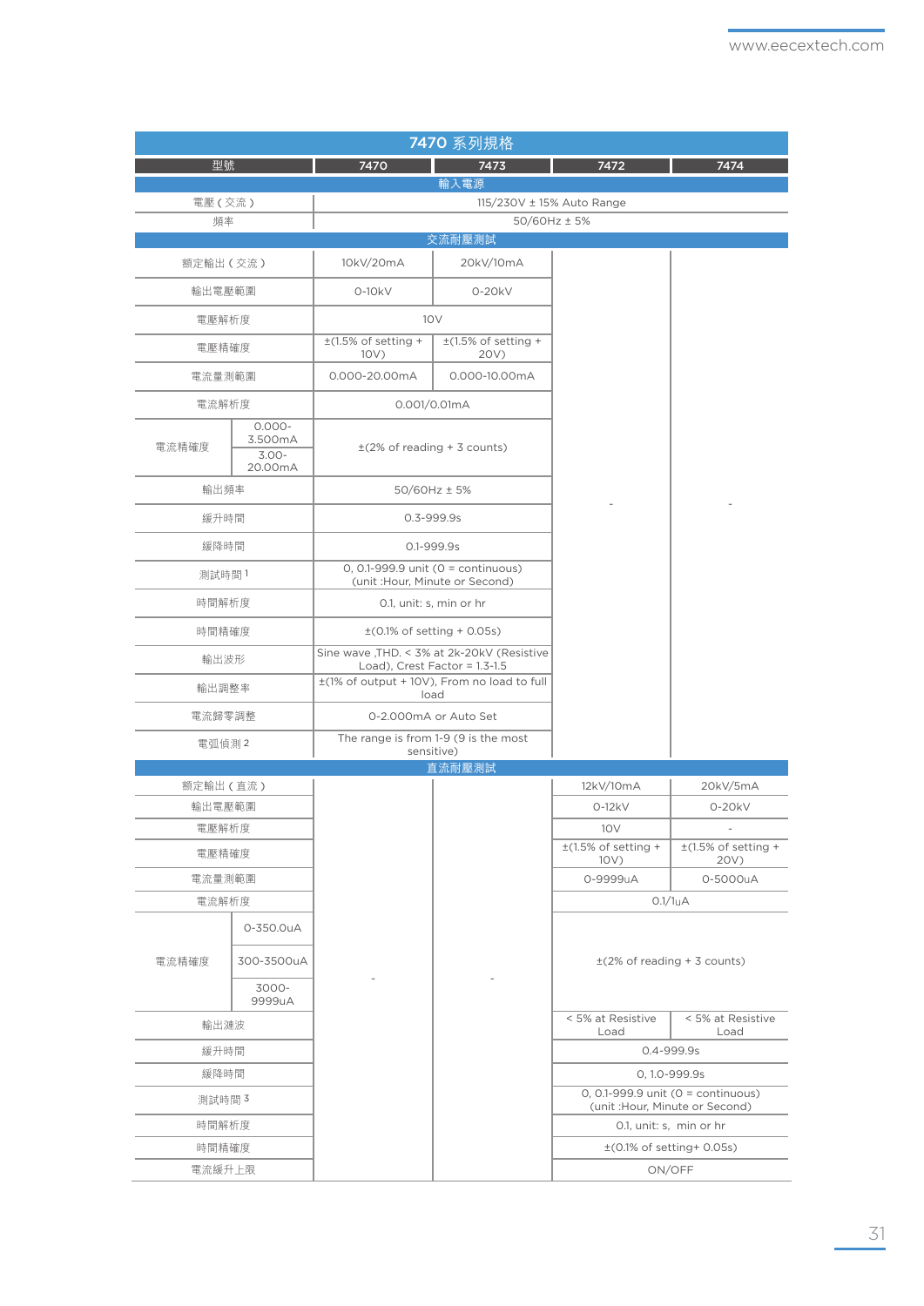## 7470 系列規格

| 型號 | | 7470 | 7473 | 7472 | 7474 |
|---|---|---|---|---|---|
| **輸入電源** | | | | | |
| 電壓（交流） | | 115/230V ± 15% Auto Range | | | |
| 頻率 | | 50/60Hz ± 5% | | | |
| **交流耐壓測試** | | | | | |
| 額定輸出（交流） | | 10kV/20mA | 20kV/10mA | - | - |
| 輸出電壓範圍 | | 0-10kV | 0-20kV | - | - |
| 電壓解析度 | | 10V | | - | - |
| 電壓精確度 | | ±(1.5% of setting + 10V) | ±(1.5% of setting + 20V) | - | - |
| 電流量測範圍 | | 0.000-20.00mA | 0.000-10.00mA | - | - |
| 電流解析度 | | 0.001/0.01mA | | - | - |
| 電流精確度 | 0.000-3.500mA | ±(2% of reading + 3 counts) | | - | - |
| | 3.00-20.00mA | | | - | - |
| 輸出頻率 | | 50/60Hz ± 5% | | - | - |
| 緩升時間 | | 0.3-999.9s | | - | - |
| 緩降時間 | | 0.1-999.9s | | - | - |
| 測試時間 1 | | 0, 0.1-999.9 unit (0 = continuous) (unit :Hour, Minute or Second) | | - | - |
| 時間解析度 | | 0.1, unit: s, min or hr | | - | - |
| 時間精確度 | | ±(0.1% of setting + 0.05s) | | - | - |
| 輸出波形 | | Sine wave ,THD. < 3% at 2k-20kV (Resistive Load), Crest Factor = 1.3-1.5 | | - | - |
| 輸出調整率 | | ±(1% of output + 10V), From no load to full load | | - | - |
| 電流歸零調整 | | 0-2.000mA or Auto Set | | - | - |
| 電弧偵測 2 | | The range is from 1-9 (9 is the most sensitive) | | - | - |
| **直流耐壓測試** | | | | | |
| 額定輸出（直流） | | - | - | 12kV/10mA | 20kV/5mA |
| 輸出電壓範圍 | | - | - | 0-12kV | 0-20kV |
| 電壓解析度 | | - | - | 10V | - |
| 電壓精確度 | | - | - | ±(1.5% of setting + 10V) | ±(1.5% of setting + 20V) |
| 電流量測範圍 | | - | - | 0-9999uA | 0-5000uA |
| 電流解析度 | | - | - | 0.1/1uA | |
| 電流精確度 | 0-350.0uA | - | - | ±(2% of reading + 3 counts) | |
| | 300-3500uA | - | - | | |
| | 3000-9999uA | - | - | | |
| 輸出漣波 | | - | - | < 5% at Resistive Load | < 5% at Resistive Load |
| 緩升時間 | | - | - | 0.4-999.9s | |
| 緩降時間 | | - | - | 0, 1.0-999.9s | |
| 測試時間 3 | | - | - | 0, 0.1-999.9 unit (0 = continuous) (unit :Hour, Minute or Second) | |
| 時間解析度 | | - | - | 0.1, unit: s, min or hr | |
| 時間精確度 | | - | - | ±(0.1% of setting+ 0.05s) | |
| 電流緩升上限 | | - | - | ON/OFF | |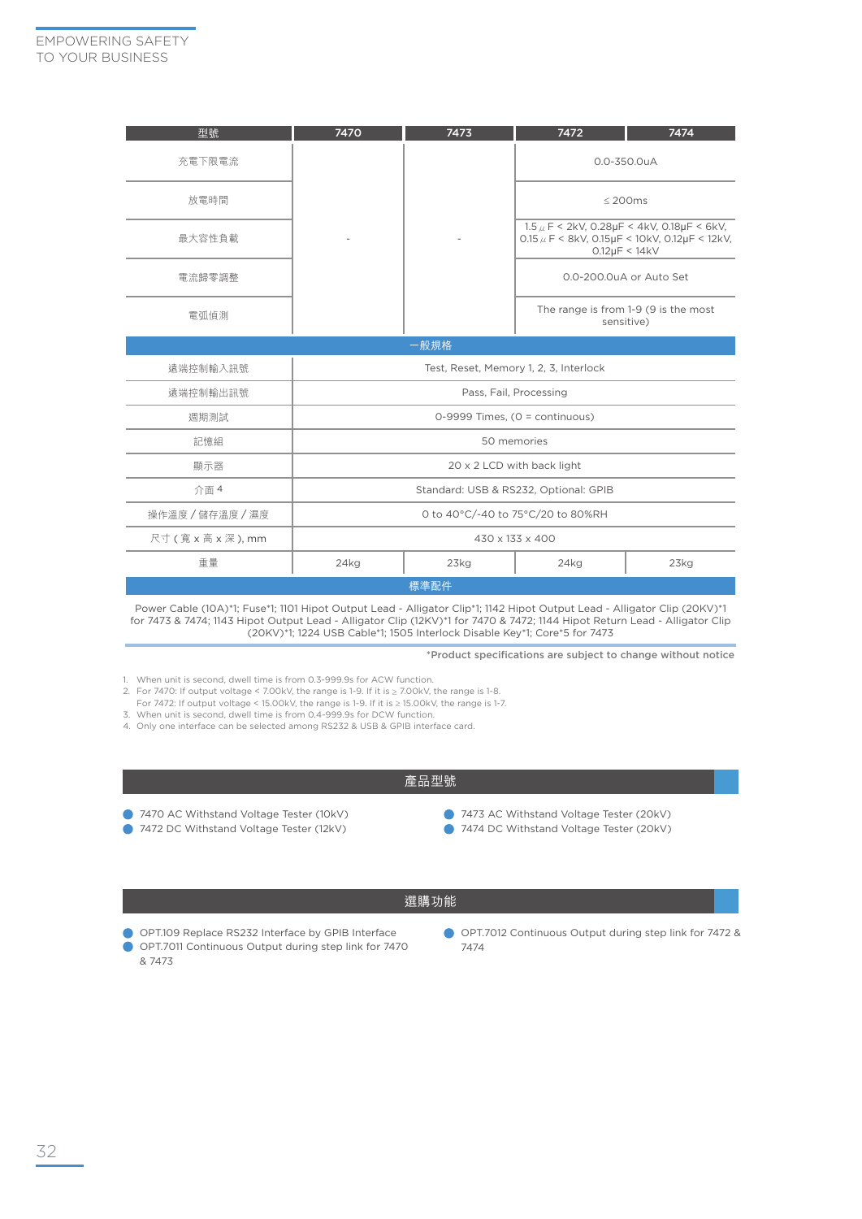| 型號 | 7470 | 7473 | 7472 | 7474 |
|---|---|---|---|---|
| 充電下限電流 | - | - | 0.0-350.0uA | |
| 放電時間 | | | ≤ 200ms | |
| 最大容性負載 | | | 1.5 µ F < 2kV, 0.28µF < 4kV, 0.18µF < 6kV, 0.15 µ F < 8kV, 0.15µF < 10kV, 0.12µF < 12kV, 0.12µF < 14kV | |
| 電流歸零調整 | | | 0.0-200.0uA or Auto Set | |
| 電弧偵測 | | | The range is from 1-9 (9 is the most sensitive) | |
| 一般規格 | | | | |
| 遠端控制輸入訊號 | Test, Reset, Memory 1, 2, 3, Interlock | | | |
| 遠端控制輸出訊號 | Pass, Fail, Processing | | | |
| 週期測試 | 0-9999 Times, (0 = continuous) | | | |
| 記憶組 | 50 memories | | | |
| 顯示器 | 20 x 2 LCD with back light | | | |
| 介面 4 | Standard: USB & RS232, Optional: GPIB | | | |
| 操作溫度 / 儲存溫度 / 濕度 | 0 to 40°C/-40 to 75°C/20 to 80%RH | | | |
| 尺寸 ( 寬 x 高 x 深 ), mm | 430 x 133 x 400 | | | |
| 重量 | 24kg | 23kg | 24kg | 23kg |
| 標準配件 | | | | |
| Power Cable (10A)*1; Fuse*1; 1101 Hipot Output Lead - Alligator Clip*1; 1142 Hipot Output Lead - Alligator Clip (20KV)*1 for 7473 & 7474; 1143 Hipot Output Lead - Alligator Clip (12KV)*1 for 7470 & 7472; 1144 Hipot Return Lead - Alligator Clip (20KV)*1; 1224 USB Cable*1; 1505 Interlock Disable Key*1; Core*5 for 7473 | | | | |

*Product specifications are subject to change without notice

1. When unit is second, dwell time is from 0.3-999.9s for ACW function.
2. For 7470: If output voltage < 7.00kV, the range is 1-9. If it is ≥ 7.00kV, the range is 1-8.
   For 7472: If output voltage < 15.00kV, the range is 1-9. If it is ≥ 15.00kV, the range is 1-7.
3. When unit is second, dwell time is from 0.4-999.9s for DCW function.
4. Only one interface can be selected among RS232 & USB & GPIB interface card.

## 產品型號

- 7470 AC Withstand Voltage Tester (10kV)
- 7472 DC Withstand Voltage Tester (12kV)
- 7473 AC Withstand Voltage Tester (20kV)
- 7474 DC Withstand Voltage Tester (20kV)

## 選購功能

- OPT.109 Replace RS232 Interface by GPIB Interface
- OPT.7011 Continuous Output during step link for 7470 & 7473
- OPT.7012 Continuous Output during step link for 7472 & 7474